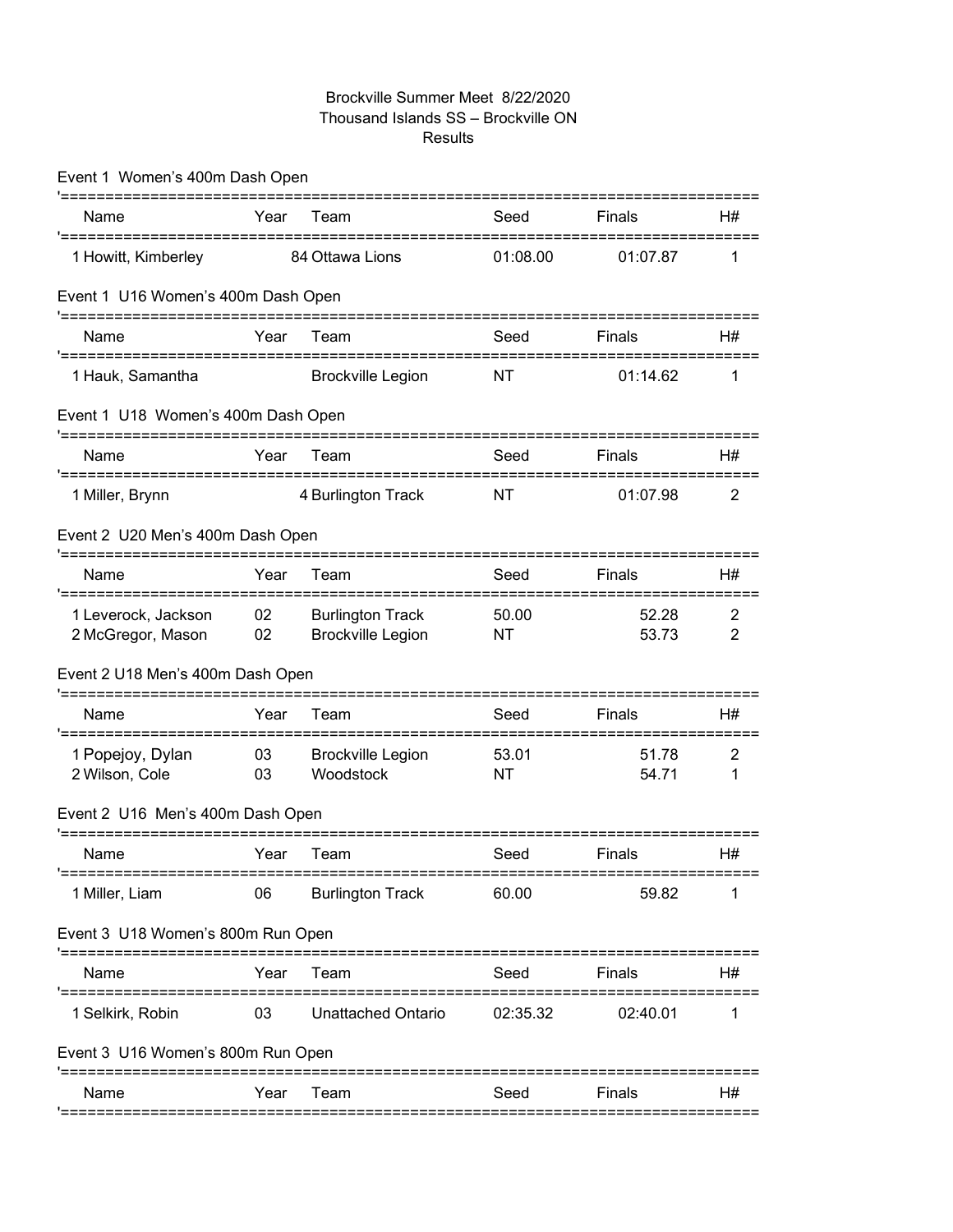# Brockville Summer Meet 8/22/2020
## Thousand Islands SS – Brockville ON
### Results

Event 1 Women's 400m Dash Open

| Name | Year | Team | Seed | Finals | H# |
|---|---|---|---|---|---|
| 1 Howitt, Kimberley | | 84 Ottawa Lions | 01:08.00 | 01:07.87 | 1 |

Event 1 U16 Women's 400m Dash Open

| Name | Year | Team | Seed | Finals | H# |
|---|---|---|---|---|---|
| 1 Hauk, Samantha | | Brockville Legion | NT | 01:14.62 | 1 |

Event 1 U18 Women's 400m Dash Open

| Name | Year | Team | Seed | Finals | H# |
|---|---|---|---|---|---|
| 1 Miller, Brynn | | 4 Burlington Track | NT | 01:07.98 | 2 |

Event 2 U20 Men's 400m Dash Open

| Name | Year | Team | Seed | Finals | H# |
|---|---|---|---|---|---|
| 1 Leverock, Jackson | 02 | Burlington Track | 50.00 | 52.28 | 2 |
| 2 McGregor, Mason | 02 | Brockville Legion | NT | 53.73 | 2 |

Event 2 U18 Men's 400m Dash Open

| Name | Year | Team | Seed | Finals | H# |
|---|---|---|---|---|---|
| 1 Popejoy, Dylan | 03 | Brockville Legion | 53.01 | 51.78 | 2 |
| 2 Wilson, Cole | 03 | Woodstock | NT | 54.71 | 1 |

Event 2 U16 Men's 400m Dash Open

| Name | Year | Team | Seed | Finals | H# |
|---|---|---|---|---|---|
| 1 Miller, Liam | 06 | Burlington Track | 60.00 | 59.82 | 1 |

Event 3 U18 Women's 800m Run Open

| Name | Year | Team | Seed | Finals | H# |
|---|---|---|---|---|---|
| 1 Selkirk, Robin | 03 | Unattached Ontario | 02:35.32 | 02:40.01 | 1 |

Event 3 U16 Women's 800m Run Open

| Name | Year | Team | Seed | Finals | H# |
|---|---|---|---|---|---|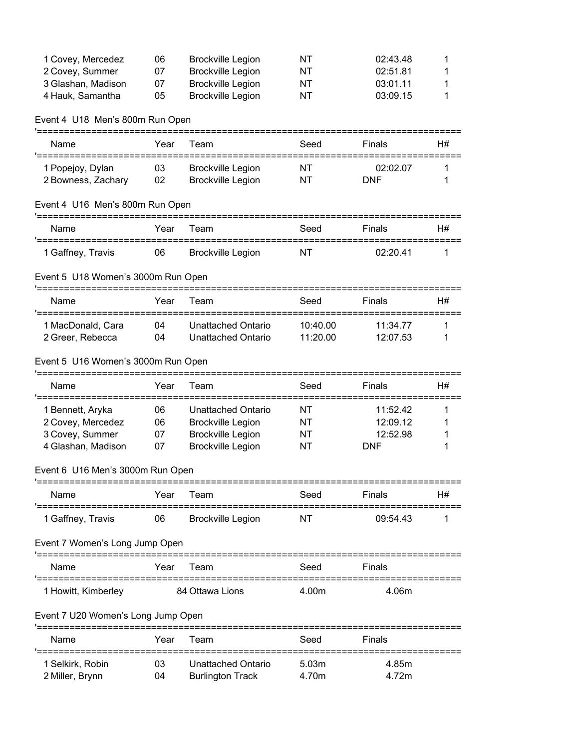| Name | Year | Team | Seed | Finals | H# |
|---|---|---|---|---|---|
| 1 Covey, Mercedez | 06 | Brockville Legion | NT | 02:43.48 | 1 |
| 2 Covey, Summer | 07 | Brockville Legion | NT | 02:51.81 | 1 |
| 3 Glashan, Madison | 07 | Brockville Legion | NT | 03:01.11 | 1 |
| 4 Hauk, Samantha | 05 | Brockville Legion | NT | 03:09.15 | 1 |

### Event 4 U18 Men's 800m Run Open

| Name | Year | Team | Seed | Finals | H# |
|---|---|---|---|---|---|
| 1 Popejoy, Dylan | 03 | Brockville Legion | NT | 02:02.07 | 1 |
| 2 Bowness, Zachary | 02 | Brockville Legion | NT | DNF | 1 |

### Event 4 U16 Men's 800m Run Open

| Name | Year | Team | Seed | Finals | H# |
|---|---|---|---|---|---|
| 1 Gaffney, Travis | 06 | Brockville Legion | NT | 02:20.41 | 1 |

### Event 5 U18 Women's 3000m Run Open

| Name | Year | Team | Seed | Finals | H# |
|---|---|---|---|---|---|
| 1 MacDonald, Cara | 04 | Unattached Ontario | 10:40.00 | 11:34.77 | 1 |
| 2 Greer, Rebecca | 04 | Unattached Ontario | 11:20.00 | 12:07.53 | 1 |

### Event 5 U16 Women's 3000m Run Open

| Name | Year | Team | Seed | Finals | H# |
|---|---|---|---|---|---|
| 1 Bennett, Aryka | 06 | Unattached Ontario | NT | 11:52.42 | 1 |
| 2 Covey, Mercedez | 06 | Brockville Legion | NT | 12:09.12 | 1 |
| 3 Covey, Summer | 07 | Brockville Legion | NT | 12:52.98 | 1 |
| 4 Glashan, Madison | 07 | Brockville Legion | NT | DNF | 1 |

### Event 6 U16 Men's 3000m Run Open

| Name | Year | Team | Seed | Finals | H# |
|---|---|---|---|---|---|
| 1 Gaffney, Travis | 06 | Brockville Legion | NT | 09:54.43 | 1 |

### Event 7 Women's Long Jump Open

| Name | Year | Team | Seed | Finals |
|---|---|---|---|---|
| 1 Howitt, Kimberley | 84 | Ottawa Lions | 4.00m | 4.06m |

### Event 7 U20 Women's Long Jump Open

| Name | Year | Team | Seed | Finals |
|---|---|---|---|---|
| 1 Selkirk, Robin | 03 | Unattached Ontario | 5.03m | 4.85m |
| 2 Miller, Brynn | 04 | Burlington Track | 4.70m | 4.72m |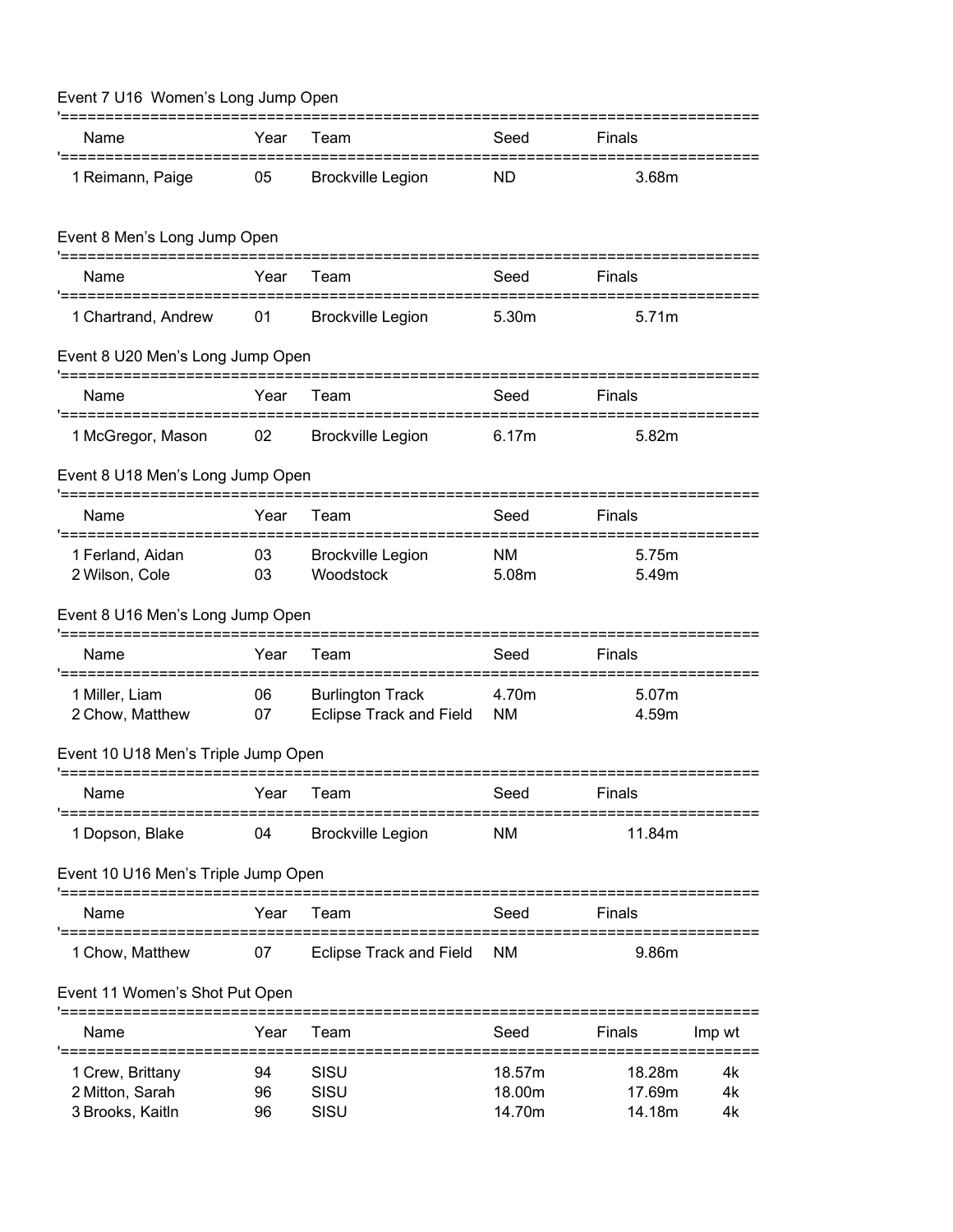Event 7 U16 Women's Long Jump Open

| Name | Year | Team | Seed | Finals |
|---|---|---|---|---|
| 1 Reimann, Paige | 05 | Brockville Legion | ND | 3.68m |

Event 8 Men's Long Jump Open

| Name | Year | Team | Seed | Finals |
|---|---|---|---|---|
| 1 Chartrand, Andrew | 01 | Brockville Legion | 5.30m | 5.71m |

Event 8 U20 Men's Long Jump Open

| Name | Year | Team | Seed | Finals |
|---|---|---|---|---|
| 1 McGregor, Mason | 02 | Brockville Legion | 6.17m | 5.82m |

Event 8 U18 Men's Long Jump Open

| Name | Year | Team | Seed | Finals |
|---|---|---|---|---|
| 1 Ferland, Aidan | 03 | Brockville Legion | NM | 5.75m |
| 2 Wilson, Cole | 03 | Woodstock | 5.08m | 5.49m |

Event 8 U16 Men's Long Jump Open

| Name | Year | Team | Seed | Finals |
|---|---|---|---|---|
| 1 Miller, Liam | 06 | Burlington Track | 4.70m | 5.07m |
| 2 Chow, Matthew | 07 | Eclipse Track and Field | NM | 4.59m |

Event 10 U18 Men's Triple Jump Open

| Name | Year | Team | Seed | Finals |
|---|---|---|---|---|
| 1 Dopson, Blake | 04 | Brockville Legion | NM | 11.84m |

Event 10 U16 Men's Triple Jump Open

| Name | Year | Team | Seed | Finals |
|---|---|---|---|---|
| 1 Chow, Matthew | 07 | Eclipse Track and Field | NM | 9.86m |

Event 11 Women's Shot Put Open

| Name | Year | Team | Seed | Finals | Imp wt |
|---|---|---|---|---|---|
| 1 Crew, Brittany | 94 | SISU | 18.57m | 18.28m | 4k |
| 2 Mitton, Sarah | 96 | SISU | 18.00m | 17.69m | 4k |
| 3 Brooks, Kaitln | 96 | SISU | 14.70m | 14.18m | 4k |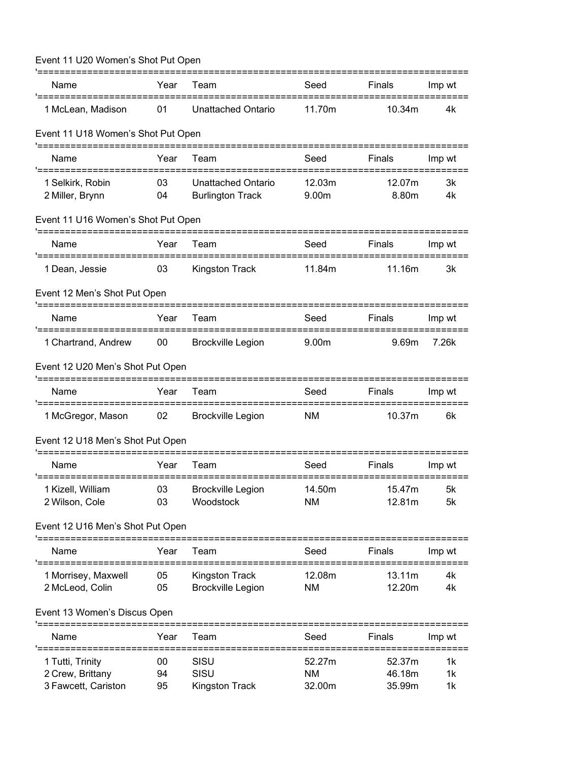### Event 11 U20 Women's Shot Put Open

| Name | Year | Team | Seed | Finals | Imp wt |
|---|---|---|---|---|---|
| 1 McLean, Madison | 01 | Unattached Ontario | 11.70m | 10.34m | 4k |

### Event 11 U18 Women's Shot Put Open

| Name | Year | Team | Seed | Finals | Imp wt |
|---|---|---|---|---|---|
| 1 Selkirk, Robin | 03 | Unattached Ontario | 12.03m | 12.07m | 3k |
| 2 Miller, Brynn | 04 | Burlington Track | 9.00m | 8.80m | 4k |

### Event 11 U16 Women's Shot Put Open

| Name | Year | Team | Seed | Finals | Imp wt |
|---|---|---|---|---|---|
| 1 Dean, Jessie | 03 | Kingston Track | 11.84m | 11.16m | 3k |

### Event 12 Men's Shot Put Open

| Name | Year | Team | Seed | Finals | Imp wt |
|---|---|---|---|---|---|
| 1 Chartrand, Andrew | 00 | Brockville Legion | 9.00m | 9.69m | 7.26k |

### Event 12 U20 Men's Shot Put Open

| Name | Year | Team | Seed | Finals | Imp wt |
|---|---|---|---|---|---|
| 1 McGregor, Mason | 02 | Brockville Legion | NM | 10.37m | 6k |

### Event 12 U18 Men's Shot Put Open

| Name | Year | Team | Seed | Finals | Imp wt |
|---|---|---|---|---|---|
| 1 Kizell, William | 03 | Brockville Legion | 14.50m | 15.47m | 5k |
| 2 Wilson, Cole | 03 | Woodstock | NM | 12.81m | 5k |

### Event 12 U16 Men's Shot Put Open

| Name | Year | Team | Seed | Finals | Imp wt |
|---|---|---|---|---|---|
| 1 Morrisey, Maxwell | 05 | Kingston Track | 12.08m | 13.11m | 4k |
| 2 McLeod, Colin | 05 | Brockville Legion | NM | 12.20m | 4k |

### Event 13 Women's Discus Open

| Name | Year | Team | Seed | Finals | Imp wt |
|---|---|---|---|---|---|
| 1 Tutti, Trinity | 00 | SISU | 52.27m | 52.37m | 1k |
| 2 Crew, Brittany | 94 | SISU | NM | 46.18m | 1k |
| 3 Fawcett, Cariston | 95 | Kingston Track | 32.00m | 35.99m | 1k |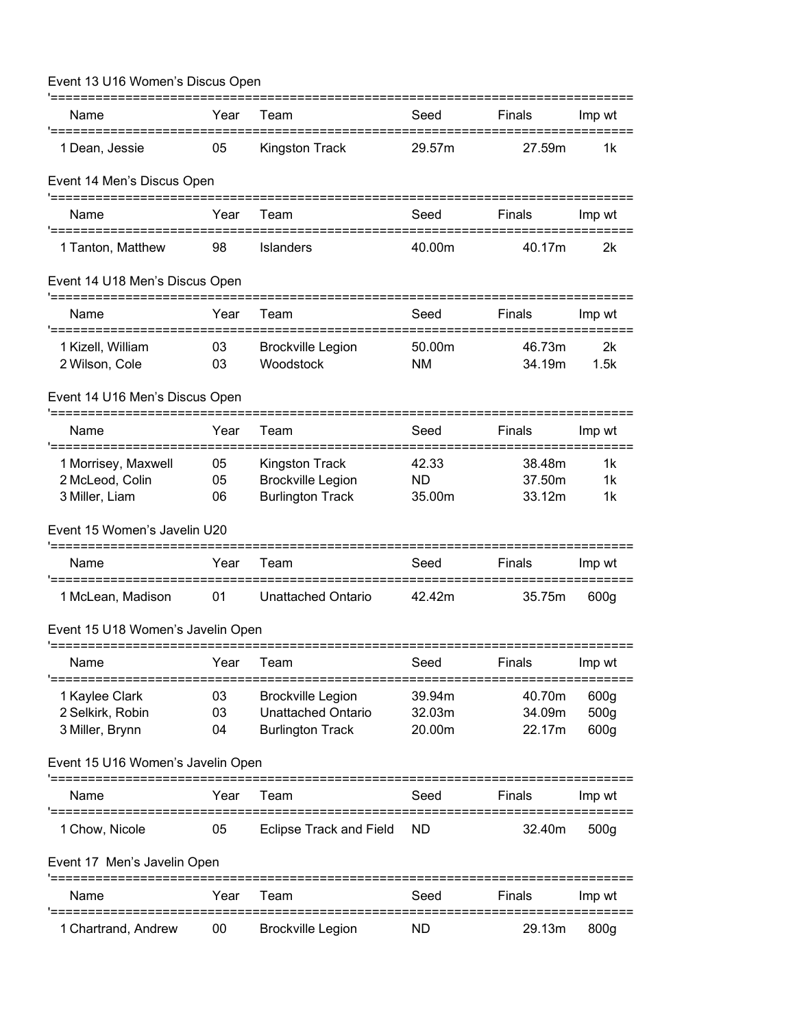Event 13 U16 Women's Discus Open

| Name | Year | Team | Seed | Finals | Imp wt |
|---|---|---|---|---|---|
| 1 Dean, Jessie | 05 | Kingston Track | 29.57m | 27.59m | 1k |

Event 14 Men's Discus Open

| Name | Year | Team | Seed | Finals | Imp wt |
|---|---|---|---|---|---|
| 1 Tanton, Matthew | 98 | Islanders | 40.00m | 40.17m | 2k |

Event 14 U18 Men's Discus Open

| Name | Year | Team | Seed | Finals | Imp wt |
|---|---|---|---|---|---|
| 1 Kizell, William | 03 | Brockville Legion | 50.00m | 46.73m | 2k |
| 2 Wilson, Cole | 03 | Woodstock | NM | 34.19m | 1.5k |

Event 14 U16 Men's Discus Open

| Name | Year | Team | Seed | Finals | Imp wt |
|---|---|---|---|---|---|
| 1 Morrisey, Maxwell | 05 | Kingston Track | 42.33 | 38.48m | 1k |
| 2 McLeod, Colin | 05 | Brockville Legion | ND | 37.50m | 1k |
| 3 Miller, Liam | 06 | Burlington Track | 35.00m | 33.12m | 1k |

Event 15 Women's Javelin U20

| Name | Year | Team | Seed | Finals | Imp wt |
|---|---|---|---|---|---|
| 1 McLean, Madison | 01 | Unattached Ontario | 42.42m | 35.75m | 600g |

Event 15 U18 Women's Javelin Open

| Name | Year | Team | Seed | Finals | Imp wt |
|---|---|---|---|---|---|
| 1 Kaylee Clark | 03 | Brockville Legion | 39.94m | 40.70m | 600g |
| 2 Selkirk, Robin | 03 | Unattached Ontario | 32.03m | 34.09m | 500g |
| 3 Miller, Brynn | 04 | Burlington Track | 20.00m | 22.17m | 600g |

Event 15 U16 Women's Javelin Open

| Name | Year | Team | Seed | Finals | Imp wt |
|---|---|---|---|---|---|
| 1 Chow, Nicole | 05 | Eclipse Track and Field | ND | 32.40m | 500g |

Event 17 Men's Javelin Open

| Name | Year | Team | Seed | Finals | Imp wt |
|---|---|---|---|---|---|
| 1 Chartrand, Andrew | 00 | Brockville Legion | ND | 29.13m | 800g |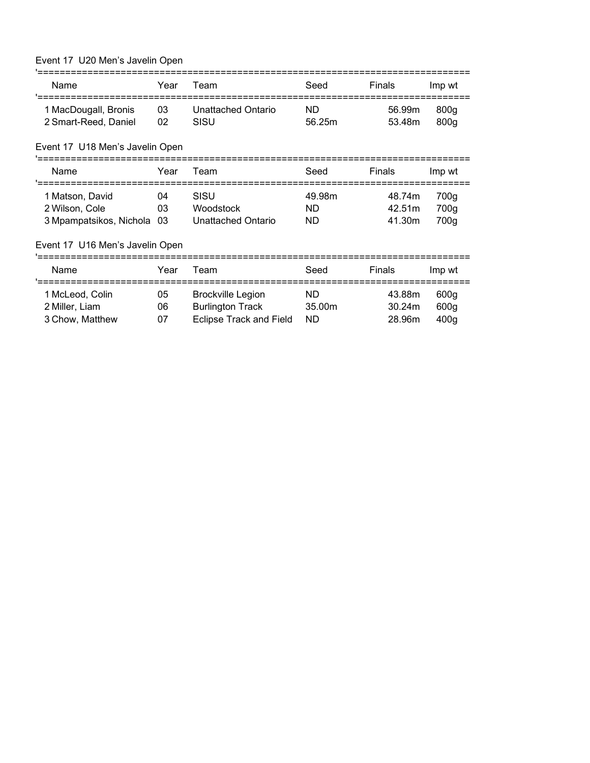Event 17  U20 Men's Javelin Open

| Name | Year | Team | Seed | Finals | Imp wt |
|---|---|---|---|---|---|
| 1 MacDougall, Bronis | 03 | Unattached Ontario | ND | 56.99m | 800g |
| 2 Smart-Reed, Daniel | 02 | SISU | 56.25m | 53.48m | 800g |

Event 17  U18 Men's Javelin Open

| Name | Year | Team | Seed | Finals | Imp wt |
|---|---|---|---|---|---|
| 1 Matson, David | 04 | SISU | 49.98m | 48.74m | 700g |
| 2 Wilson, Cole | 03 | Woodstock | ND | 42.51m | 700g |
| 3 Mpampatsikos, Nichola | 03 | Unattached Ontario | ND | 41.30m | 700g |

Event 17  U16 Men's Javelin Open

| Name | Year | Team | Seed | Finals | Imp wt |
|---|---|---|---|---|---|
| 1 McLeod, Colin | 05 | Brockville Legion | ND | 43.88m | 600g |
| 2 Miller, Liam | 06 | Burlington Track | 35.00m | 30.24m | 600g |
| 3 Chow, Matthew | 07 | Eclipse Track and Field | ND | 28.96m | 400g |